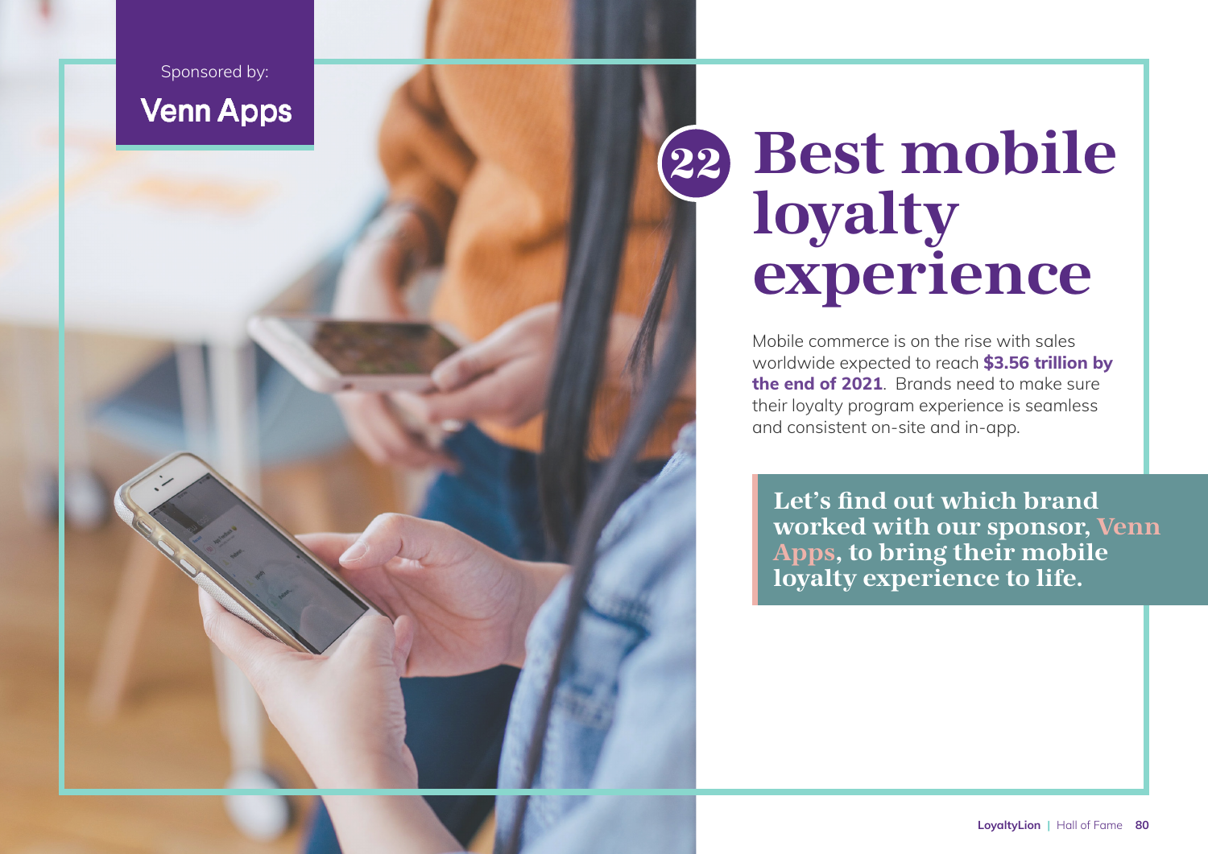Sponsored by:

**Venn Apps**

# 22 Best mobile loyalty experience

Mobile commerce is on the rise with sales worldwide expected to reach **$3.56 trillion by the end of 2021**. Brands need to make sure their loyalty program experience is seamless and consistent on-site and in-app.

**Let's find out which brand worked with our sponsor, Venn Apps, to bring their mobile loyalty experience to life.**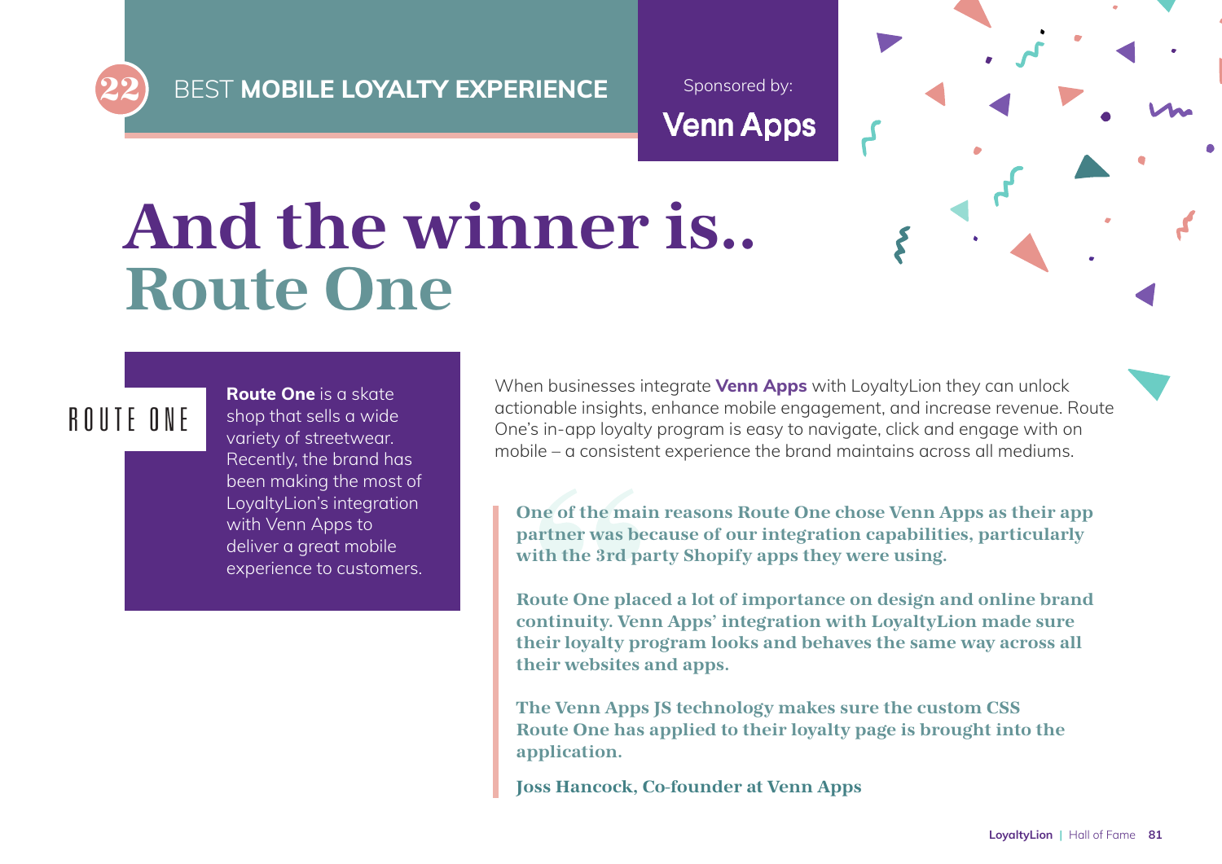22 BEST **MOBILE LOYALTY EXPERIENCE**

Sponsored by:
**Venn Apps**

# And the winner is.. Route One

ROUTE ONE

**Route One** is a skate shop that sells a wide variety of streetwear. Recently, the brand has been making the most of LoyaltyLion's integration with Venn Apps to deliver a great mobile experience to customers.

When businesses integrate **Venn Apps** with LoyaltyLion they can unlock actionable insights, enhance mobile engagement, and increase revenue. Route One's in-app loyalty program is easy to navigate, click and engage with on mobile – a consistent experience the brand maintains across all mediums.

> **One of the main reasons Route One chose Venn Apps as their app partner was because of our integration capabilities, particularly with the 3rd party Shopify apps they were using.**
>
> **Route One placed a lot of importance on design and online brand continuity. Venn Apps' integration with LoyaltyLion made sure their loyalty program looks and behaves the same way across all their websites and apps.**
>
> **The Venn Apps JS technology makes sure the custom CSS Route One has applied to their loyalty page is brought into the application.**
>
> **Joss Hancock, Co-founder at Venn Apps**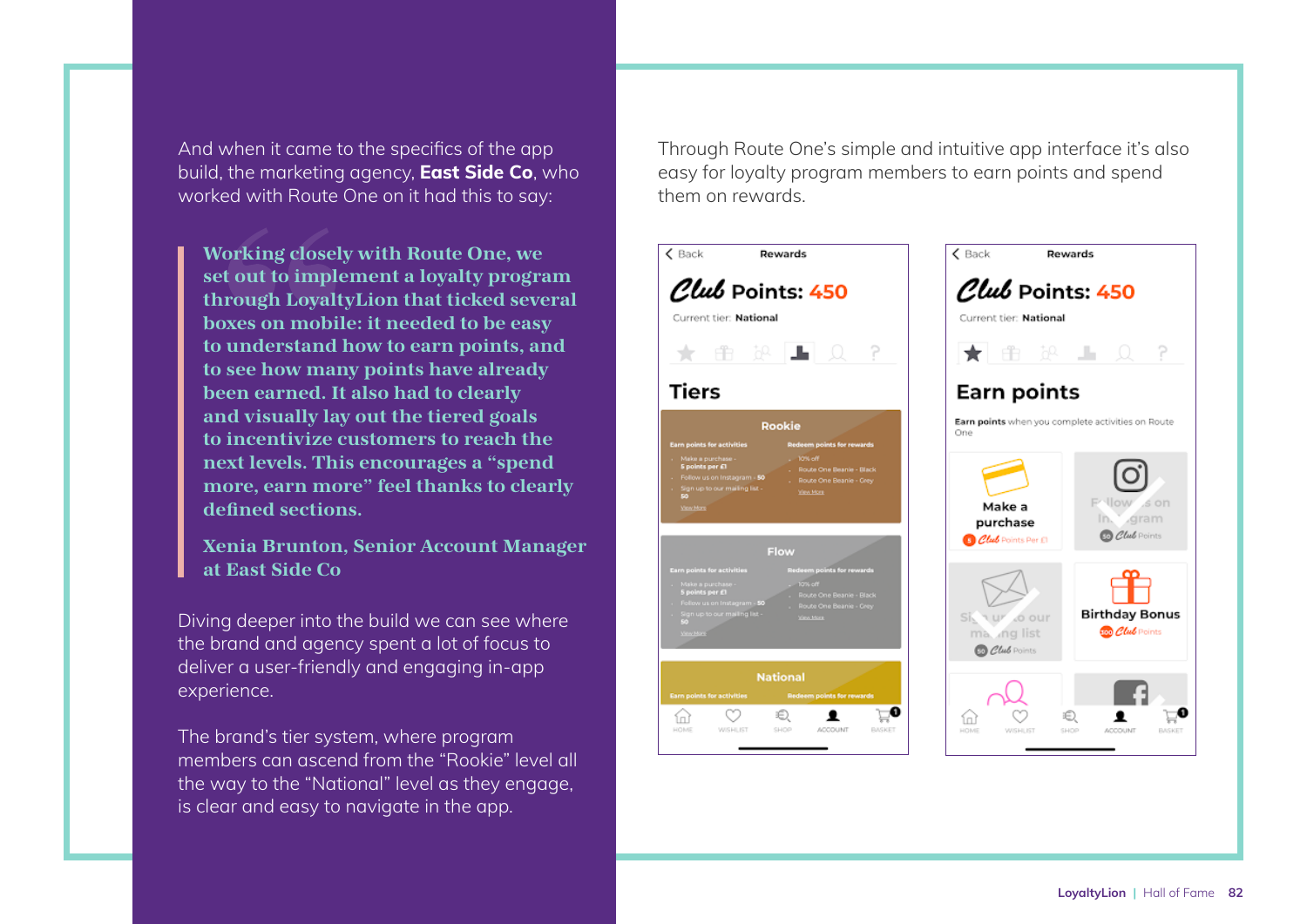And when it came to the specifics of the app build, the marketing agency, **East Side Co**, who worked with Route One on it had this to say:

> **Working closely with Route One, we set out to implement a loyalty program through LoyaltyLion that ticked several boxes on mobile: it needed to be easy to understand how to earn points, and to see how many points have already been earned. It also had to clearly and visually lay out the tiered goals to incentivize customers to reach the next levels. This encourages a "spend more, earn more" feel thanks to clearly defined sections.**
>
> **Xenia Brunton, Senior Account Manager at East Side Co**

Diving deeper into the build we can see where the brand and agency spent a lot of focus to deliver a user-friendly and engaging in-app experience.

The brand's tier system, where program members can ascend from the "Rookie" level all the way to the "National" level as they engage, is clear and easy to navigate in the app.

Through Route One's simple and intuitive app interface it's also easy for loyalty program members to earn points and spend them on rewards.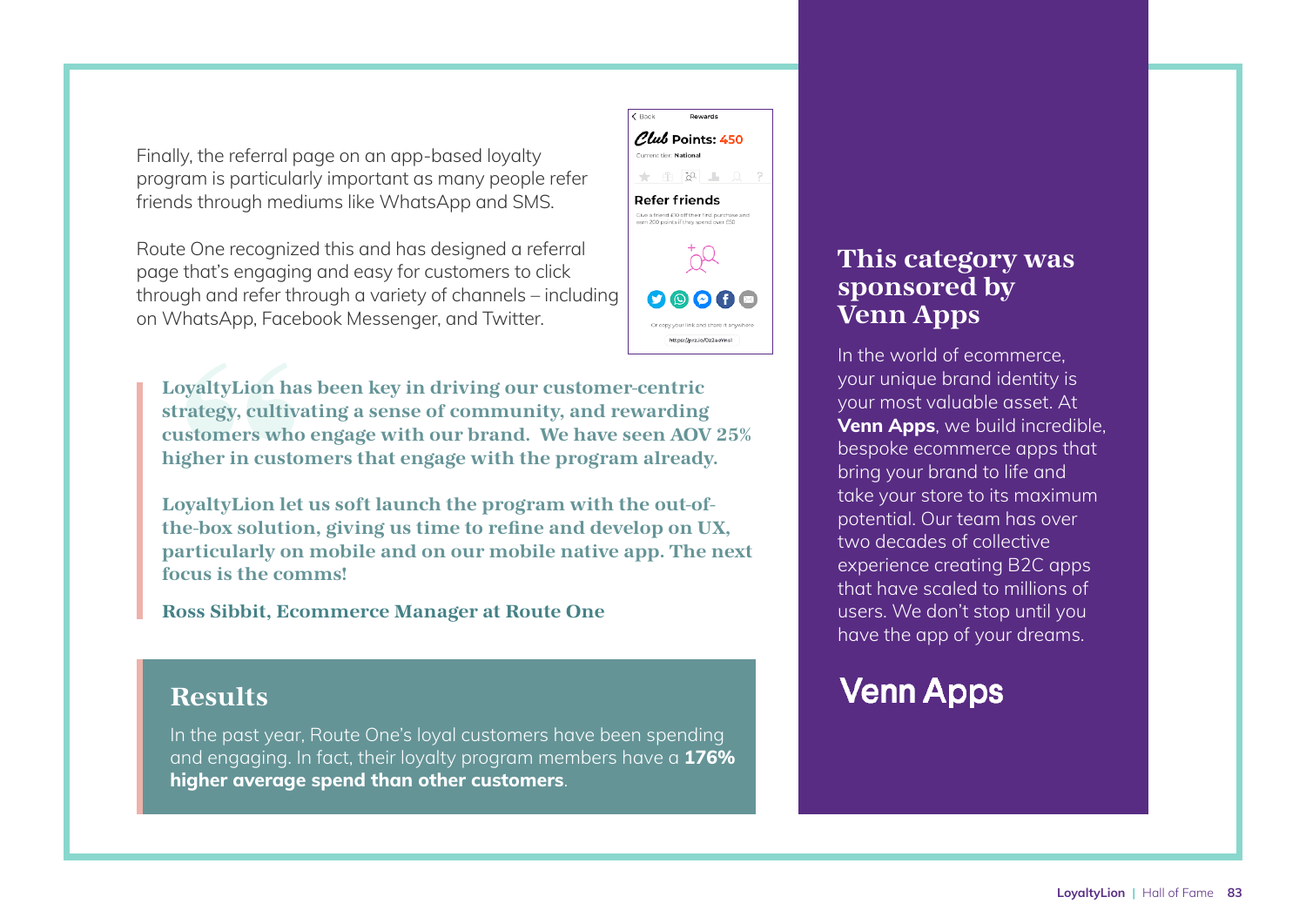Finally, the referral page on an app-based loyalty program is particularly important as many people refer friends through mediums like WhatsApp and SMS.

Route One recognized this and has designed a referral page that's engaging and easy for customers to click through and refer through a variety of channels – including on WhatsApp, Facebook Messenger, and Twitter.

> **LoyaltyLion has been key in driving our customer-centric strategy, cultivating a sense of community, and rewarding customers who engage with our brand. We have seen AOV 25% higher in customers that engage with the program already.**
>
> **LoyaltyLion let us soft launch the program with the out-of-the-box solution, giving us time to refine and develop on UX, particularly on mobile and on our mobile native app. The next focus is the comms!**
>
> **Ross Sibbit, Ecommerce Manager at Route One**

## Results

In the past year, Route One's loyal customers have been spending and engaging. In fact, their loyalty program members have a **176% higher average spend than other customers**.

## This category was sponsored by Venn Apps

In the world of ecommerce, your unique brand identity is your most valuable asset. At **Venn Apps**, we build incredible, bespoke ecommerce apps that bring your brand to life and take your store to its maximum potential. Our team has over two decades of collective experience creating B2C apps that have scaled to millions of users. We don't stop until you have the app of your dreams.

Venn Apps